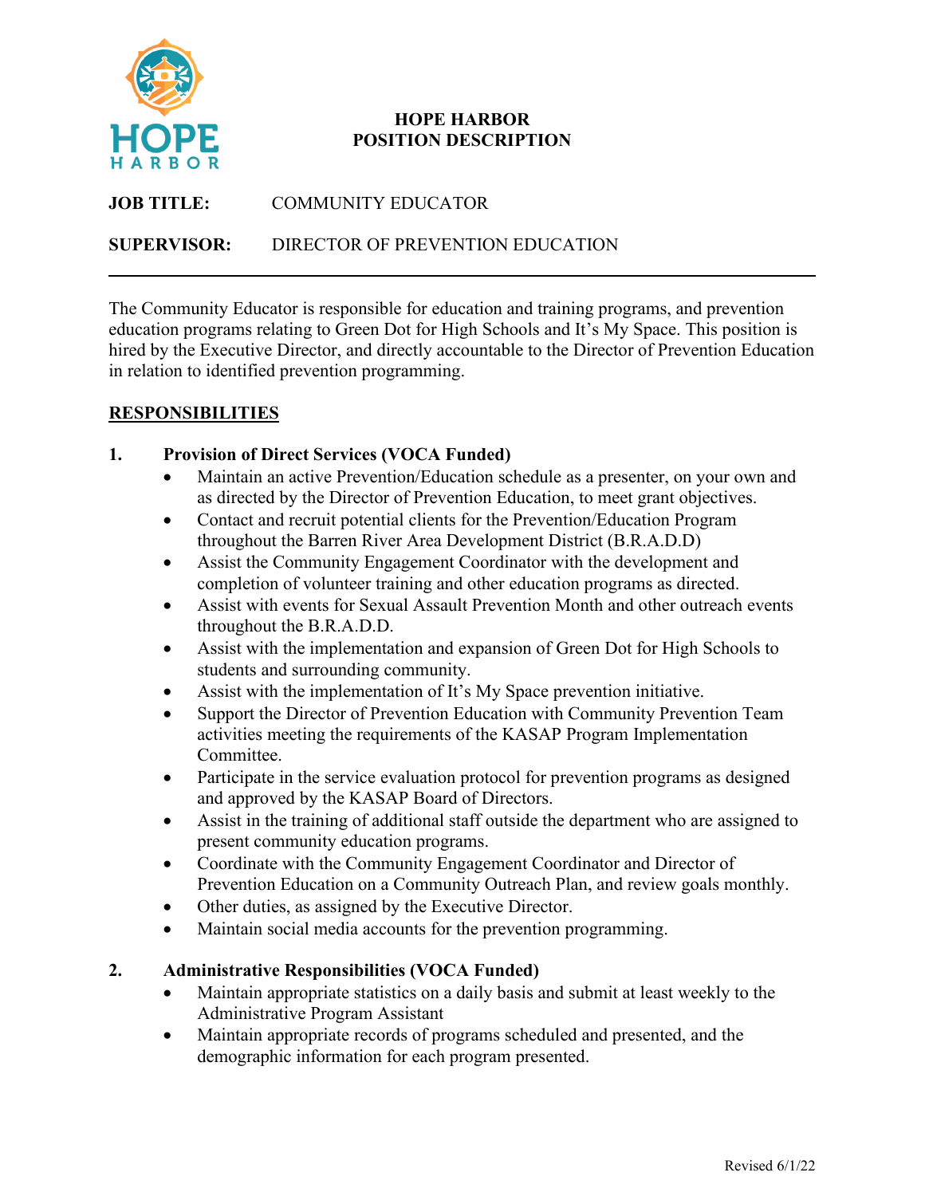# HOPE HARBOR
# POSITION DESCRIPTION

**JOB TITLE:** COMMUNITY EDUCATOR

**SUPERVISOR:** DIRECTOR OF PREVENTION EDUCATION

---

The Community Educator is responsible for education and training programs, and prevention education programs relating to Green Dot for High Schools and It's My Space. This position is hired by the Executive Director, and directly accountable to the Director of Prevention Education in relation to identified prevention programming.

## RESPONSIBILITIES

### 1. Provision of Direct Services (VOCA Funded)

- Maintain an active Prevention/Education schedule as a presenter, on your own and as directed by the Director of Prevention Education, to meet grant objectives.
- Contact and recruit potential clients for the Prevention/Education Program throughout the Barren River Area Development District (B.R.A.D.D)
- Assist the Community Engagement Coordinator with the development and completion of volunteer training and other education programs as directed.
- Assist with events for Sexual Assault Prevention Month and other outreach events throughout the B.R.A.D.D.
- Assist with the implementation and expansion of Green Dot for High Schools to students and surrounding community.
- Assist with the implementation of It's My Space prevention initiative.
- Support the Director of Prevention Education with Community Prevention Team activities meeting the requirements of the KASAP Program Implementation Committee.
- Participate in the service evaluation protocol for prevention programs as designed and approved by the KASAP Board of Directors.
- Assist in the training of additional staff outside the department who are assigned to present community education programs.
- Coordinate with the Community Engagement Coordinator and Director of Prevention Education on a Community Outreach Plan, and review goals monthly.
- Other duties, as assigned by the Executive Director.
- Maintain social media accounts for the prevention programming.

### 2. Administrative Responsibilities (VOCA Funded)

- Maintain appropriate statistics on a daily basis and submit at least weekly to the Administrative Program Assistant
- Maintain appropriate records of programs scheduled and presented, and the demographic information for each program presented.

Revised 6/1/22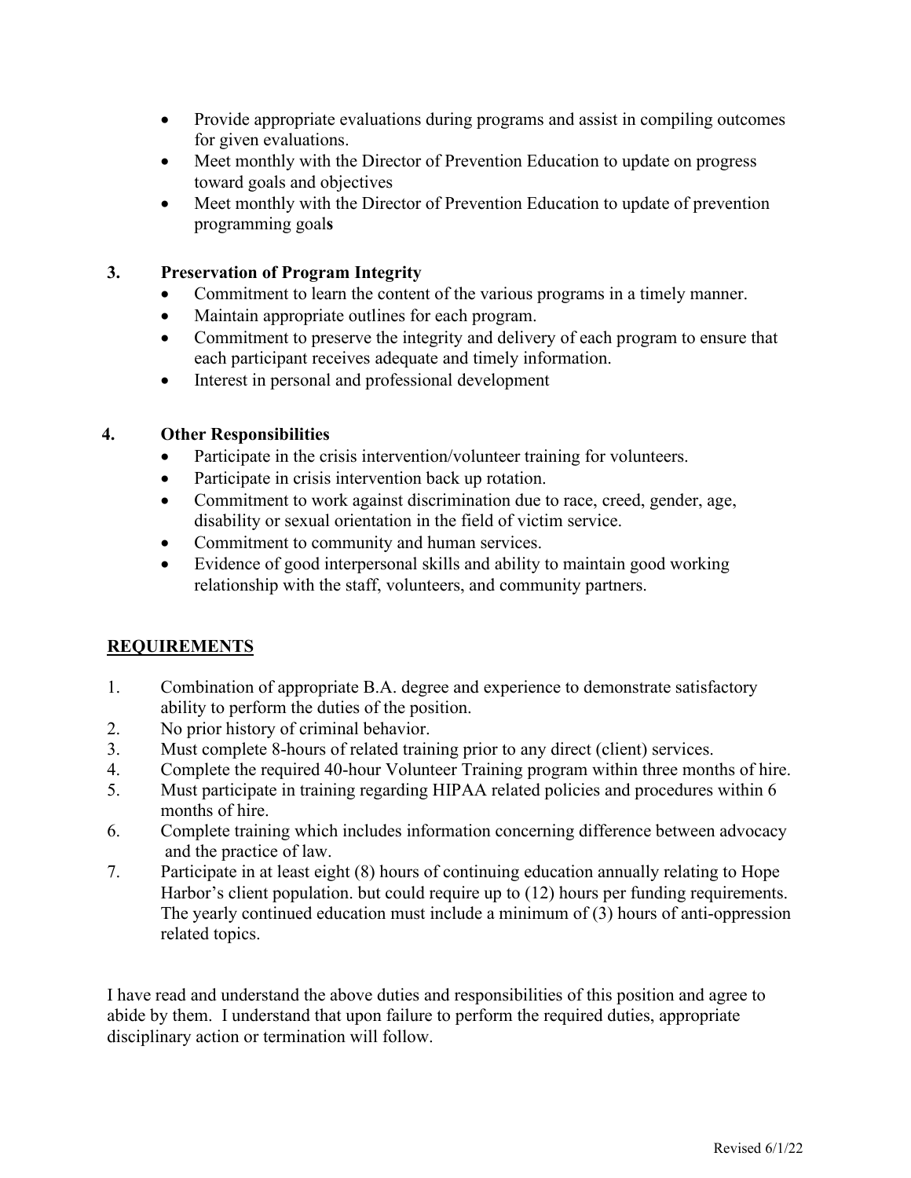- Provide appropriate evaluations during programs and assist in compiling outcomes for given evaluations.
- Meet monthly with the Director of Prevention Education to update on progress toward goals and objectives
- Meet monthly with the Director of Prevention Education to update of prevention programming goal**s**

**3. Preservation of Program Integrity**

- Commitment to learn the content of the various programs in a timely manner.
- Maintain appropriate outlines for each program.
- Commitment to preserve the integrity and delivery of each program to ensure that each participant receives adequate and timely information.
- Interest in personal and professional development

**4. Other Responsibilities**

- Participate in the crisis intervention/volunteer training for volunteers.
- Participate in crisis intervention back up rotation.
- Commitment to work against discrimination due to race, creed, gender, age, disability or sexual orientation in the field of victim service.
- Commitment to community and human services.
- Evidence of good interpersonal skills and ability to maintain good working relationship with the staff, volunteers, and community partners.

## <u>REQUIREMENTS</u>

1. Combination of appropriate B.A. degree and experience to demonstrate satisfactory ability to perform the duties of the position.
2. No prior history of criminal behavior.
3. Must complete 8-hours of related training prior to any direct (client) services.
4. Complete the required 40-hour Volunteer Training program within three months of hire.
5. Must participate in training regarding HIPAA related policies and procedures within 6 months of hire.
6. Complete training which includes information concerning difference between advocacy and the practice of law.
7. Participate in at least eight (8) hours of continuing education annually relating to Hope Harbor's client population. but could require up to (12) hours per funding requirements. The yearly continued education must include a minimum of (3) hours of anti-oppression related topics.

I have read and understand the above duties and responsibilities of this position and agree to abide by them. I understand that upon failure to perform the required duties, appropriate disciplinary action or termination will follow.

Revised 6/1/22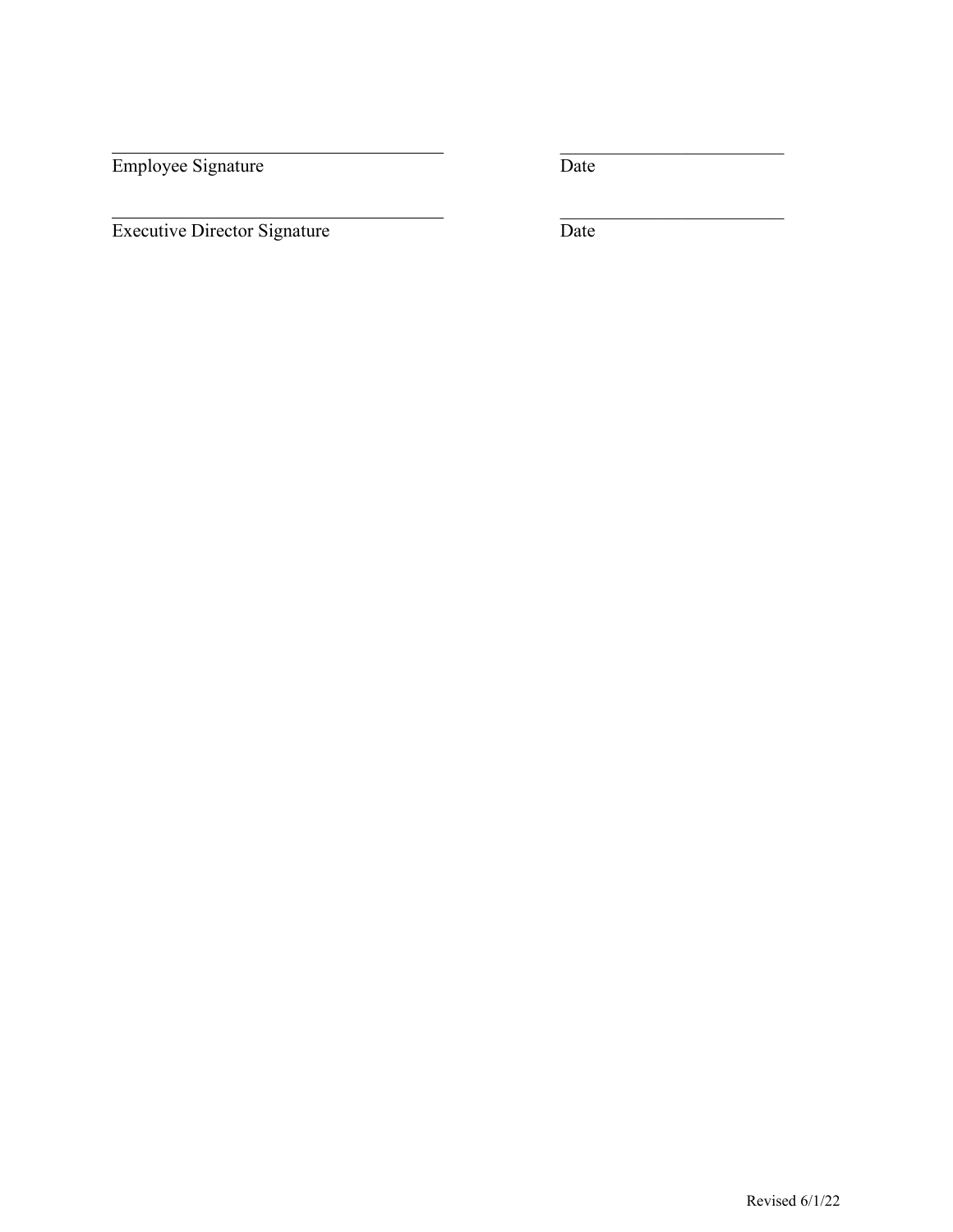\_\_\_\_\_\_\_\_\_\_\_\_\_\_\_\_\_\_\_\_\_\_\_\_\_\_\_\_\_\_\_\_\_\_\_\_\_\_ \_\_\_\_\_\_\_\_\_\_\_\_\_\_\_\_\_\_\_\_\_\_\_\_\_\_

Employee Signature Date

\_\_\_\_\_\_\_\_\_\_\_\_\_\_\_\_\_\_\_\_\_\_\_\_\_\_\_\_\_\_\_\_\_\_\_\_\_\_ \_\_\_\_\_\_\_\_\_\_\_\_\_\_\_\_\_\_\_\_\_\_\_\_\_\_

Executive Director Signature Date

Revised 6/1/22